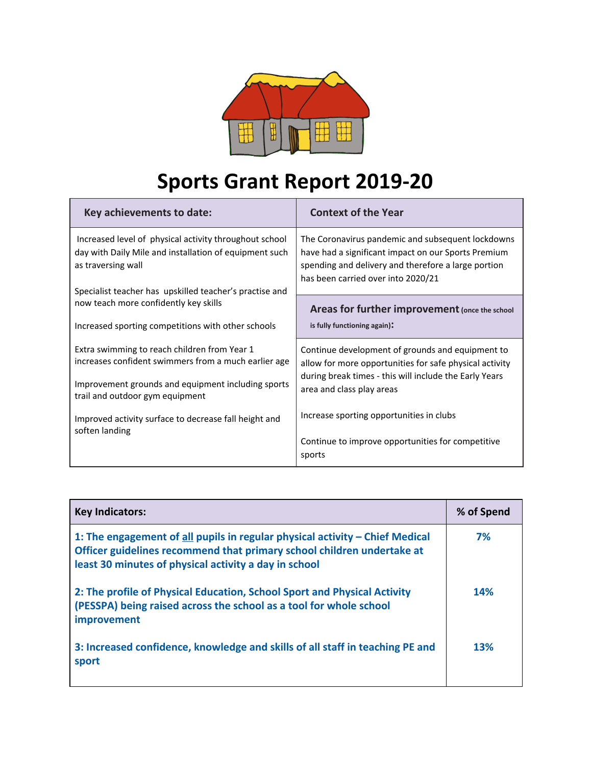# Sports Grant Report 2019-20

| Key achievements to date: | Context of the Year |
|---|---|
| Increased level of physical activity throughout school day with Daily Mile and installation of equipment such as traversing wall<br><br>Specialist teacher has upskilled teacher's practise and now teach more confidently key skills<br><br>Increased sporting competitions with other schools<br><br>Extra swimming to reach children from Year 1 increases confident swimmers from a much earlier age<br><br>Improvement grounds and equipment including sports trail and outdoor gym equipment<br><br>Improved activity surface to decrease fall height and soften landing | The Coronavirus pandemic and subsequent lockdowns have had a significant impact on our Sports Premium spending and delivery and therefore a large portion has been carried over into 2020/21<br><br>**Areas for further improvement** (once the school is fully functioning again)**:**<br><br>Continue development of grounds and equipment to allow for more opportunities for safe physical activity during break times - this will include the Early Years area and class play areas<br><br>Increase sporting opportunities in clubs<br><br>Continue to improve opportunities for competitive sports |

| Key Indicators: | % of Spend |
|---|---|
| **1: The engagement of all pupils in regular physical activity – Chief Medical Officer guidelines recommend that primary school children undertake at least 30 minutes of physical activity a day in school** | **7%** |
| **2: The profile of Physical Education, School Sport and Physical Activity (PESSPA) being raised across the school as a tool for whole school improvement** | **14%** |
| **3: Increased confidence, knowledge and skills of all staff in teaching PE and sport** | **13%** |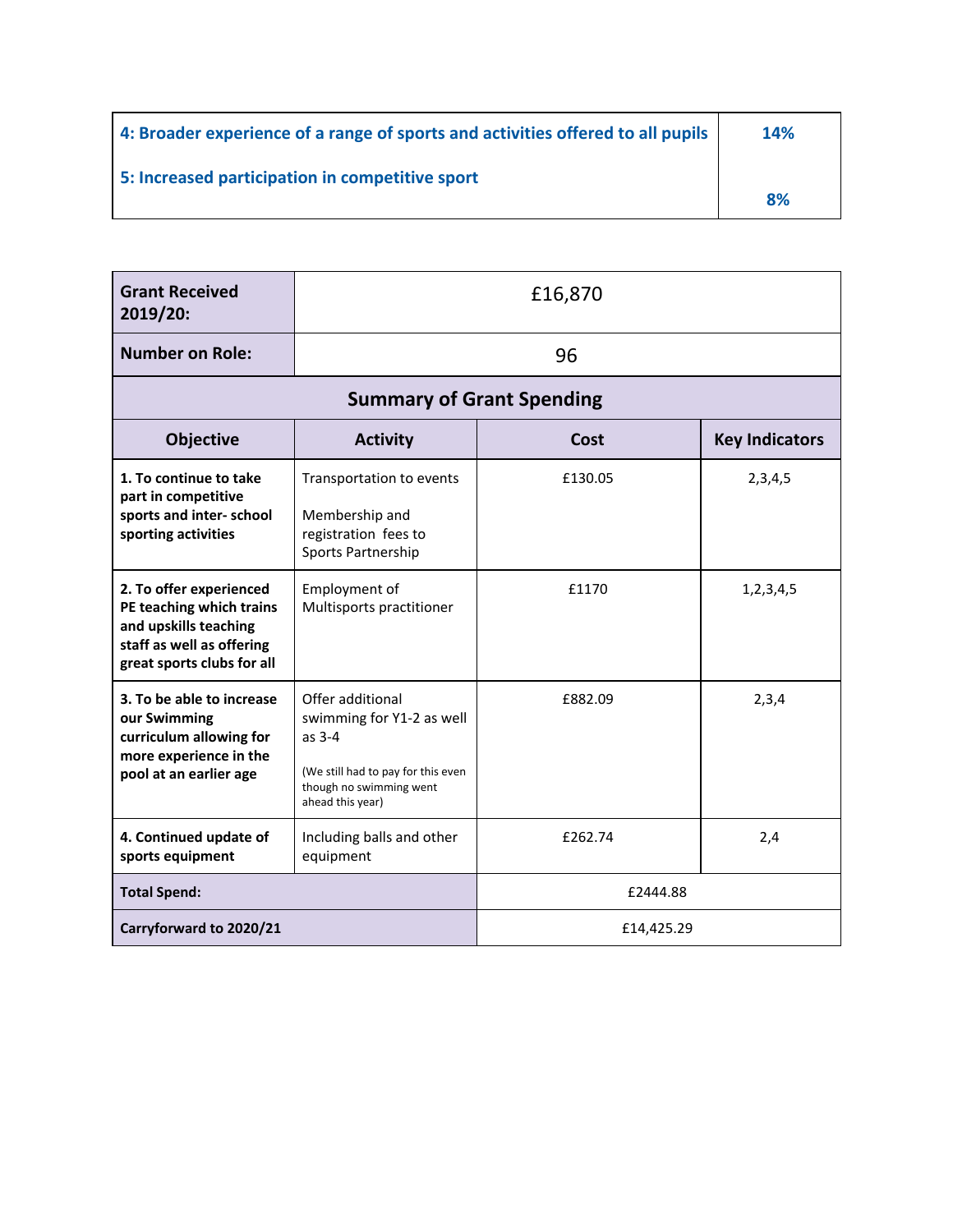| 4: Broader experience of a range of sports and activities offered to all pupils | 14% |
|---|---|
| 5: Increased participation in competitive sport | 8% |

| Grant Received 2019/20: | £16,870 | | |
|---|---|---|---|
| Number on Role: | 96 | | |
| **Summary of Grant Spending** | | | |
| **Objective** | **Activity** | **Cost** | **Key Indicators** |
| **1. To continue to take part in competitive sports and inter- school sporting activities** | Transportation to events<br><br>Membership and registration fees to Sports Partnership | £130.05 | 2,3,4,5 |
| **2. To offer experienced PE teaching which trains and upskills teaching staff as well as offering great sports clubs for all** | Employment of Multisports practitioner | £1170 | 1,2,3,4,5 |
| **3. To be able to increase our Swimming curriculum allowing for more experience in the pool at an earlier age** | Offer additional swimming for Y1-2 as well as 3-4<br><br>(We still had to pay for this even though no swimming went ahead this year) | £882.09 | 2,3,4 |
| **4. Continued update of sports equipment** | Including balls and other equipment | £262.74 | 2,4 |
| **Total Spend:** | | £2444.88 | |
| **Carryforward to 2020/21** | | £14,425.29 | |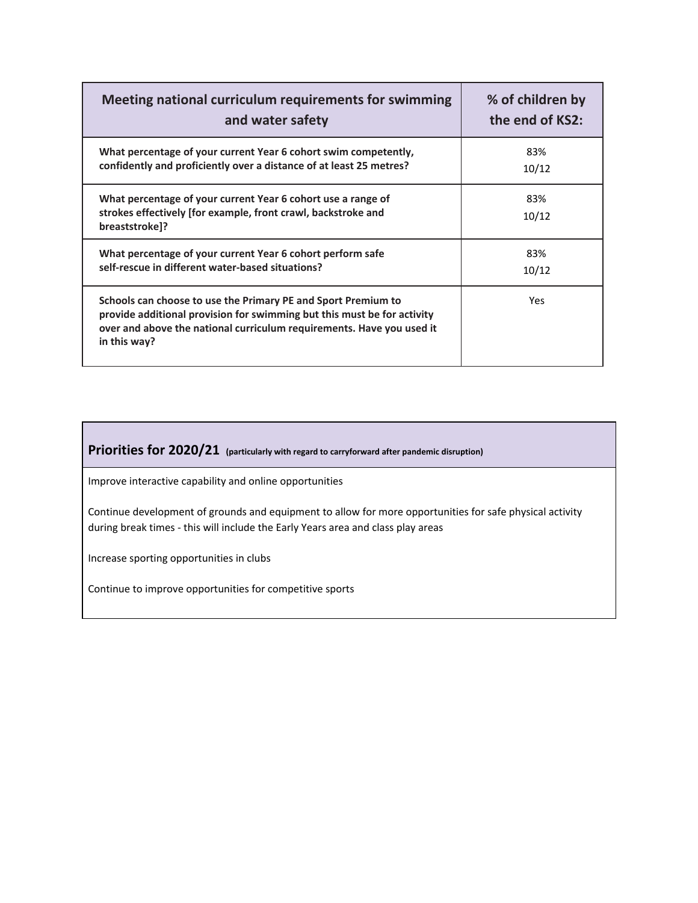| Meeting national curriculum requirements for swimming and water safety | % of children by the end of KS2: |
|---|---|
| **What percentage of your current Year 6 cohort swim competently, confidently and proficiently over a distance of at least 25 metres?** | 83%<br>10/12 |
| **What percentage of your current Year 6 cohort use a range of strokes effectively [for example, front crawl, backstroke and breaststroke]?** | 83%<br>10/12 |
| **What percentage of your current Year 6 cohort perform safe self-rescue in different water-based situations?** | 83%<br>10/12 |
| **Schools can choose to use the Primary PE and Sport Premium to provide additional provision for swimming but this must be for activity over and above the national curriculum requirements. Have you used it in this way?** | Yes |

## Priorities for 2020/21 (particularly with regard to carryforward after pandemic disruption)

Improve interactive capability and online opportunities

Continue development of grounds and equipment to allow for more opportunities for safe physical activity during break times - this will include the Early Years area and class play areas

Increase sporting opportunities in clubs

Continue to improve opportunities for competitive sports